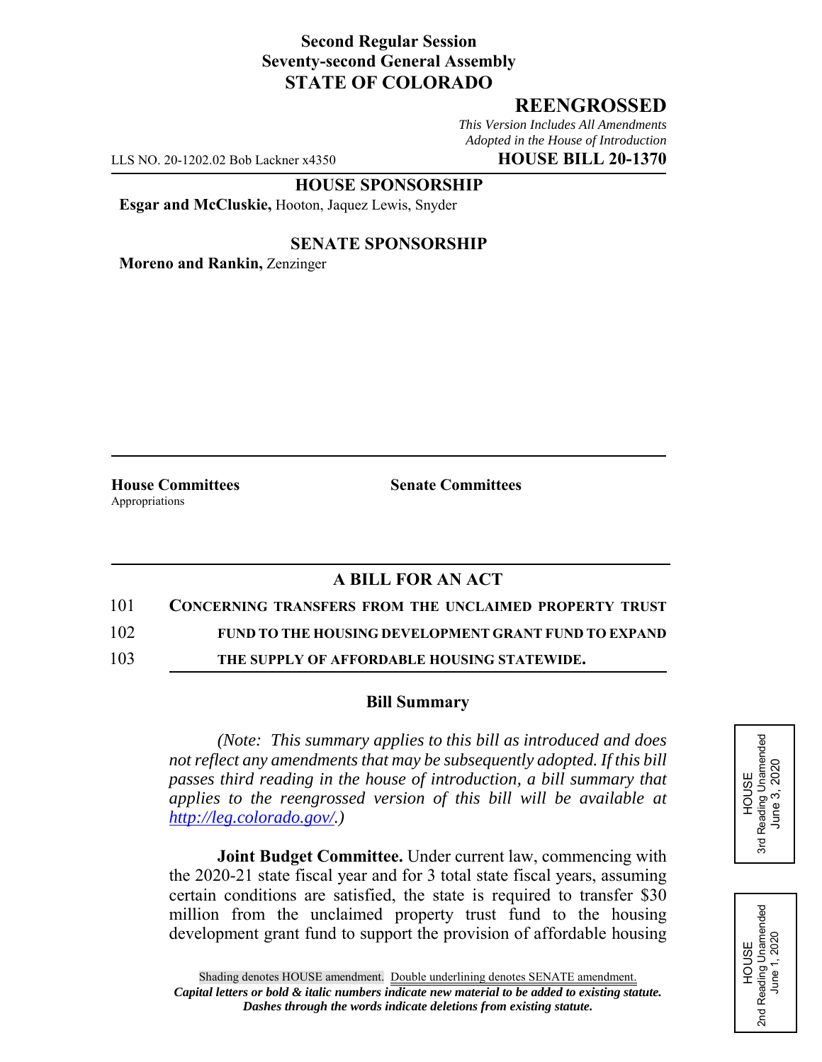**Second Regular Session**
**Seventy-second General Assembly**
**STATE OF COLORADO**

# REENGROSSED

*This Version Includes All Amendments Adopted in the House of Introduction*

LLS NO. 20-1202.02 Bob Lackner x4350 **HOUSE BILL 20-1370**

**HOUSE SPONSORSHIP**

**Esgar and McCluskie,** Hooton, Jaquez Lewis, Snyder

**SENATE SPONSORSHIP**

**Moreno and Rankin,** Zenzinger

**House Committees**
Appropriations

**Senate Committees**

## A BILL FOR AN ACT

101 CONCERNING TRANSFERS FROM THE UNCLAIMED PROPERTY TRUST
102 FUND TO THE HOUSING DEVELOPMENT GRANT FUND TO EXPAND
103 THE SUPPLY OF AFFORDABLE HOUSING STATEWIDE.

### Bill Summary

*(Note: This summary applies to this bill as introduced and does not reflect any amendments that may be subsequently adopted. If this bill passes third reading in the house of introduction, a bill summary that applies to the reengrossed version of this bill will be available at http://leg.colorado.gov/.)*

**Joint Budget Committee.** Under current law, commencing with the 2020-21 state fiscal year and for 3 total state fiscal years, assuming certain conditions are satisfied, the state is required to transfer $30 million from the unclaimed property trust fund to the housing development grant fund to support the provision of affordable housing

HOUSE
3rd Reading Unamended
June 3, 2020

HOUSE
2nd Reading Unamended
June 1, 2020

Shading denotes HOUSE amendment. Double underlining denotes SENATE amendment.
*Capital letters or bold & italic numbers indicate new material to be added to existing statute.*
*Dashes through the words indicate deletions from existing statute.*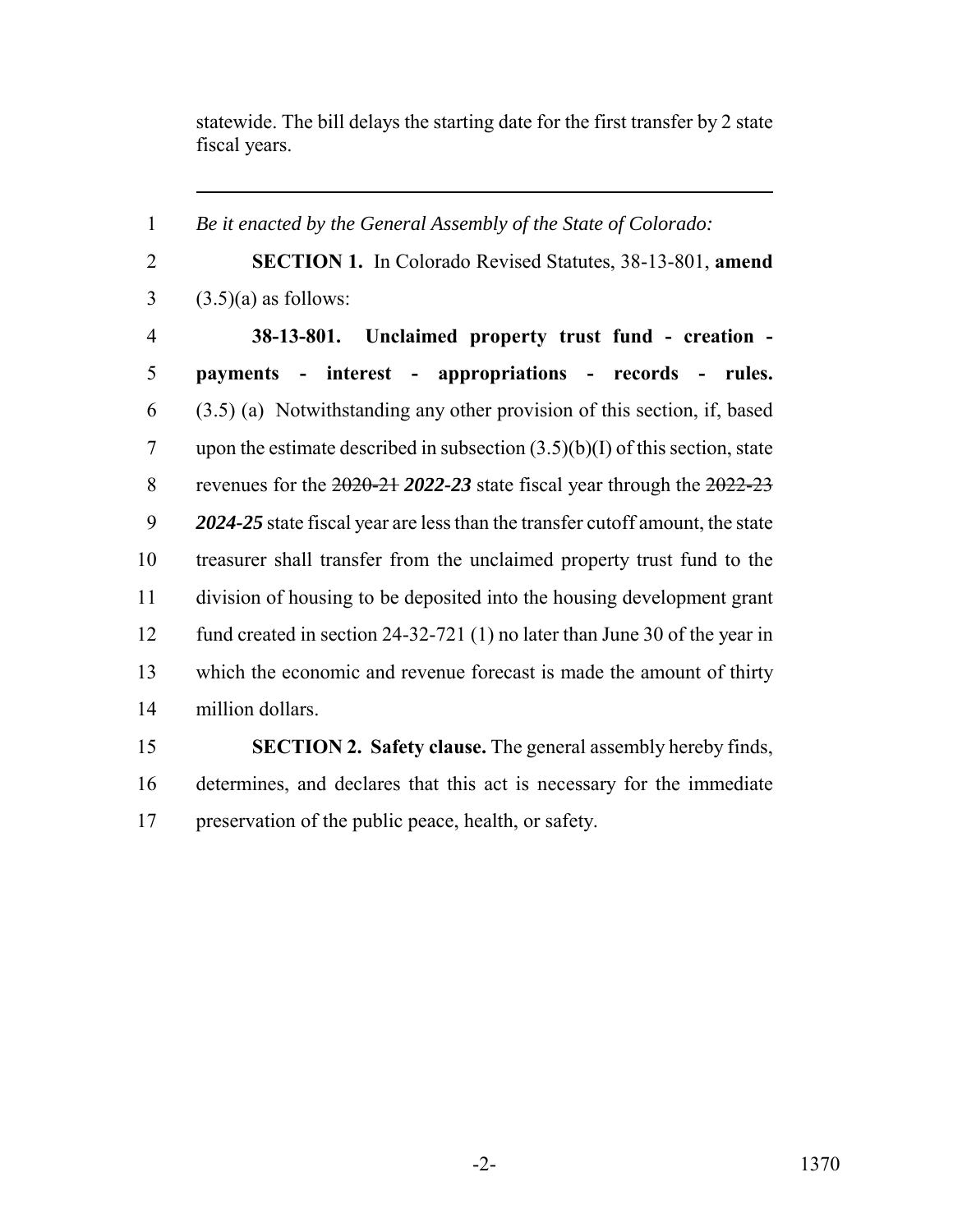statewide. The bill delays the starting date for the first transfer by 2 state fiscal years.

---

1 *Be it enacted by the General Assembly of the State of Colorado:*

2 **SECTION 1.** In Colorado Revised Statutes, 38-13-801, **amend**
3 (3.5)(a) as follows:

4 **38-13-801. Unclaimed property trust fund - creation -**
5 **payments - interest - appropriations - records - rules.**
6 (3.5) (a) Notwithstanding any other provision of this section, if, based
7 upon the estimate described in subsection (3.5)(b)(I) of this section, state
8 revenues for the ~~2020-21~~ ***2022-23*** state fiscal year through the ~~2022-23~~
9 ***2024-25*** state fiscal year are less than the transfer cutoff amount, the state
10 treasurer shall transfer from the unclaimed property trust fund to the
11 division of housing to be deposited into the housing development grant
12 fund created in section 24-32-721 (1) no later than June 30 of the year in
13 which the economic and revenue forecast is made the amount of thirty
14 million dollars.

15 **SECTION 2. Safety clause.** The general assembly hereby finds,
16 determines, and declares that this act is necessary for the immediate
17 preservation of the public peace, health, or safety.